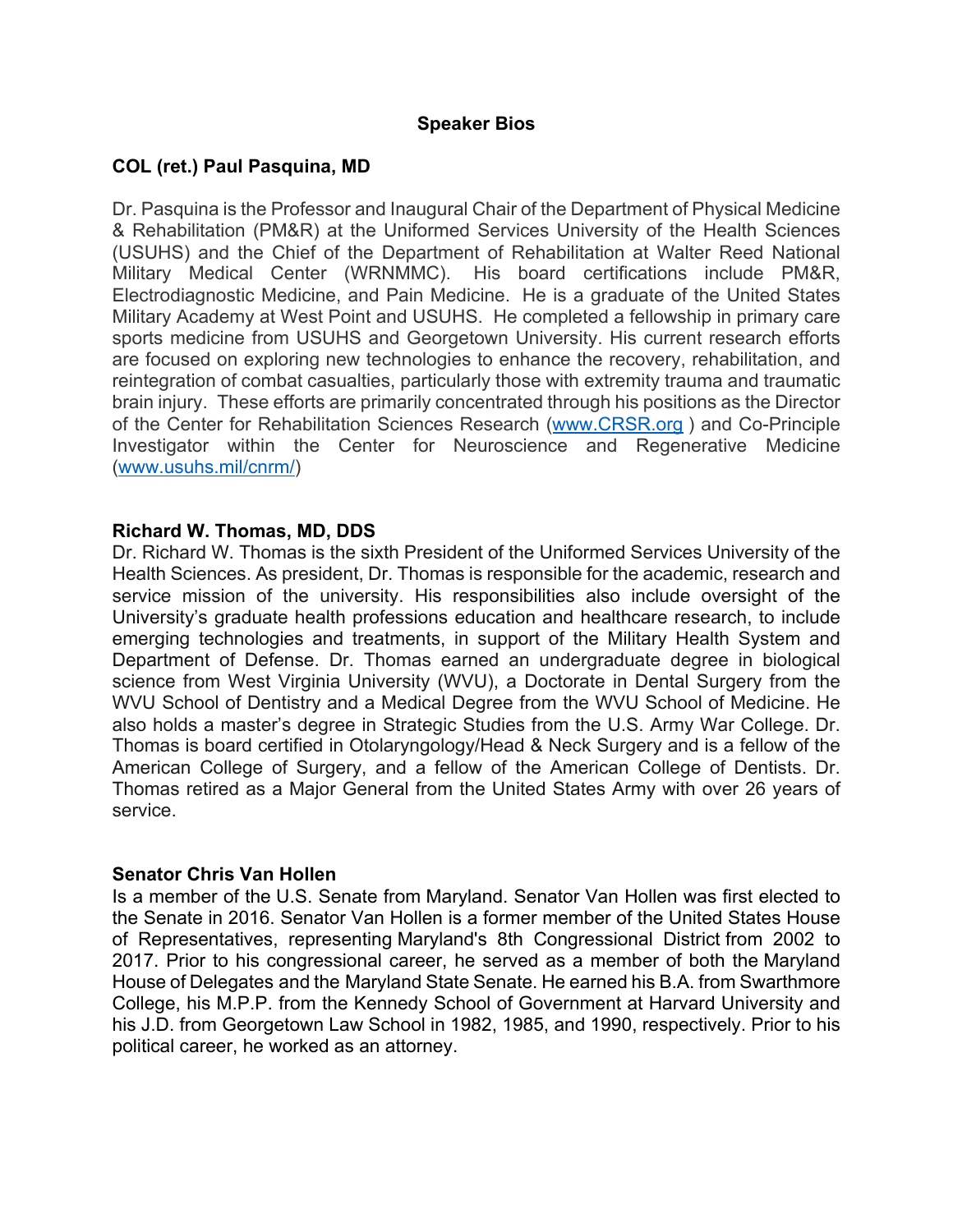# Speaker Bios

## COL (ret.) Paul Pasquina, MD

Dr. Pasquina is the Professor and Inaugural Chair of the Department of Physical Medicine & Rehabilitation (PM&R) at the Uniformed Services University of the Health Sciences (USUHS) and the Chief of the Department of Rehabilitation at Walter Reed National Military Medical Center (WRNMMC). His board certifications include PM&R, Electrodiagnostic Medicine, and Pain Medicine. He is a graduate of the United States Military Academy at West Point and USUHS. He completed a fellowship in primary care sports medicine from USUHS and Georgetown University. His current research efforts are focused on exploring new technologies to enhance the recovery, rehabilitation, and reintegration of combat casualties, particularly those with extremity trauma and traumatic brain injury. These efforts are primarily concentrated through his positions as the Director of the Center for Rehabilitation Sciences Research (www.CRSR.org ) and Co-Principle Investigator within the Center for Neuroscience and Regenerative Medicine (www.usuhs.mil/cnrm/)

## Richard W. Thomas, MD, DDS

Dr. Richard W. Thomas is the sixth President of the Uniformed Services University of the Health Sciences. As president, Dr. Thomas is responsible for the academic, research and service mission of the university. His responsibilities also include oversight of the University's graduate health professions education and healthcare research, to include emerging technologies and treatments, in support of the Military Health System and Department of Defense. Dr. Thomas earned an undergraduate degree in biological science from West Virginia University (WVU), a Doctorate in Dental Surgery from the WVU School of Dentistry and a Medical Degree from the WVU School of Medicine. He also holds a master's degree in Strategic Studies from the U.S. Army War College. Dr. Thomas is board certified in Otolaryngology/Head & Neck Surgery and is a fellow of the American College of Surgery, and a fellow of the American College of Dentists. Dr. Thomas retired as a Major General from the United States Army with over 26 years of service.

## Senator Chris Van Hollen

Is a member of the U.S. Senate from Maryland. Senator Van Hollen was first elected to the Senate in 2016. Senator Van Hollen is a former member of the United States House of Representatives, representing Maryland's 8th Congressional District from 2002 to 2017. Prior to his congressional career, he served as a member of both the Maryland House of Delegates and the Maryland State Senate. He earned his B.A. from Swarthmore College, his M.P.P. from the Kennedy School of Government at Harvard University and his J.D. from Georgetown Law School in 1982, 1985, and 1990, respectively. Prior to his political career, he worked as an attorney.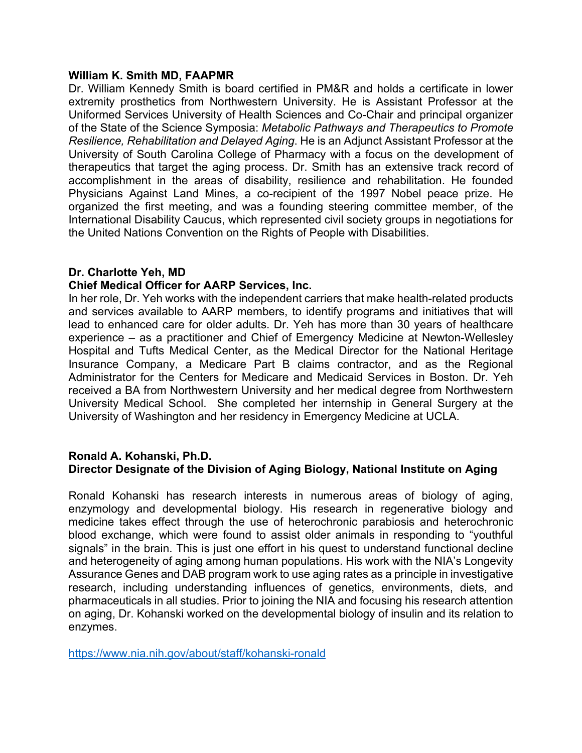**William K. Smith MD, FAAPMR**

Dr. William Kennedy Smith is board certified in PM&R and holds a certificate in lower extremity prosthetics from Northwestern University. He is Assistant Professor at the Uniformed Services University of Health Sciences and Co-Chair and principal organizer of the State of the Science Symposia: *Metabolic Pathways and Therapeutics to Promote Resilience, Rehabilitation and Delayed Aging*. He is an Adjunct Assistant Professor at the University of South Carolina College of Pharmacy with a focus on the development of therapeutics that target the aging process. Dr. Smith has an extensive track record of accomplishment in the areas of disability, resilience and rehabilitation. He founded Physicians Against Land Mines, a co-recipient of the 1997 Nobel peace prize. He organized the first meeting, and was a founding steering committee member, of the International Disability Caucus, which represented civil society groups in negotiations for the United Nations Convention on the Rights of People with Disabilities.

**Dr. Charlotte Yeh, MD**
**Chief Medical Officer for AARP Services, Inc.**

In her role, Dr. Yeh works with the independent carriers that make health-related products and services available to AARP members, to identify programs and initiatives that will lead to enhanced care for older adults. Dr. Yeh has more than 30 years of healthcare experience – as a practitioner and Chief of Emergency Medicine at Newton-Wellesley Hospital and Tufts Medical Center, as the Medical Director for the National Heritage Insurance Company, a Medicare Part B claims contractor, and as the Regional Administrator for the Centers for Medicare and Medicaid Services in Boston. Dr. Yeh received a BA from Northwestern University and her medical degree from Northwestern University Medical School. She completed her internship in General Surgery at the University of Washington and her residency in Emergency Medicine at UCLA.

**Ronald A. Kohanski, Ph.D.**
**Director Designate of the Division of Aging Biology, National Institute on Aging**

Ronald Kohanski has research interests in numerous areas of biology of aging, enzymology and developmental biology. His research in regenerative biology and medicine takes effect through the use of heterochronic parabiosis and heterochronic blood exchange, which were found to assist older animals in responding to "youthful signals" in the brain. This is just one effort in his quest to understand functional decline and heterogeneity of aging among human populations. His work with the NIA's Longevity Assurance Genes and DAB program work to use aging rates as a principle in investigative research, including understanding influences of genetics, environments, diets, and pharmaceuticals in all studies. Prior to joining the NIA and focusing his research attention on aging, Dr. Kohanski worked on the developmental biology of insulin and its relation to enzymes.

https://www.nia.nih.gov/about/staff/kohanski-ronald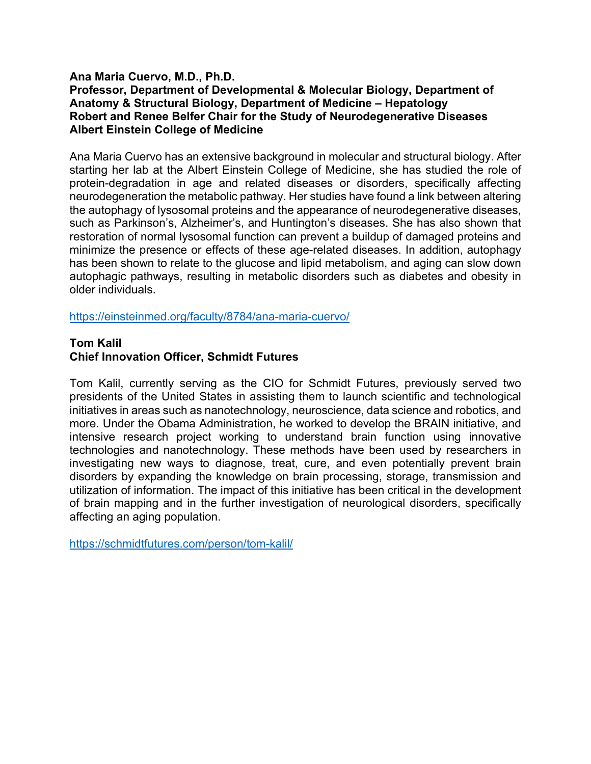**Ana Maria Cuervo, M.D., Ph.D.**
**Professor, Department of Developmental & Molecular Biology, Department of Anatomy & Structural Biology, Department of Medicine – Hepatology**
**Robert and Renee Belfer Chair for the Study of Neurodegenerative Diseases**
**Albert Einstein College of Medicine**

Ana Maria Cuervo has an extensive background in molecular and structural biology. After starting her lab at the Albert Einstein College of Medicine, she has studied the role of protein-degradation in age and related diseases or disorders, specifically affecting neurodegeneration the metabolic pathway. Her studies have found a link between altering the autophagy of lysosomal proteins and the appearance of neurodegenerative diseases, such as Parkinson's, Alzheimer's, and Huntington's diseases. She has also shown that restoration of normal lysosomal function can prevent a buildup of damaged proteins and minimize the presence or effects of these age-related diseases. In addition, autophagy has been shown to relate to the glucose and lipid metabolism, and aging can slow down autophagic pathways, resulting in metabolic disorders such as diabetes and obesity in older individuals.

https://einsteinmed.org/faculty/8784/ana-maria-cuervo/

**Tom Kalil**
**Chief Innovation Officer, Schmidt Futures**

Tom Kalil, currently serving as the CIO for Schmidt Futures, previously served two presidents of the United States in assisting them to launch scientific and technological initiatives in areas such as nanotechnology, neuroscience, data science and robotics, and more. Under the Obama Administration, he worked to develop the BRAIN initiative, and intensive research project working to understand brain function using innovative technologies and nanotechnology. These methods have been used by researchers in investigating new ways to diagnose, treat, cure, and even potentially prevent brain disorders by expanding the knowledge on brain processing, storage, transmission and utilization of information. The impact of this initiative has been critical in the development of brain mapping and in the further investigation of neurological disorders, specifically affecting an aging population.

https://schmidtfutures.com/person/tom-kalil/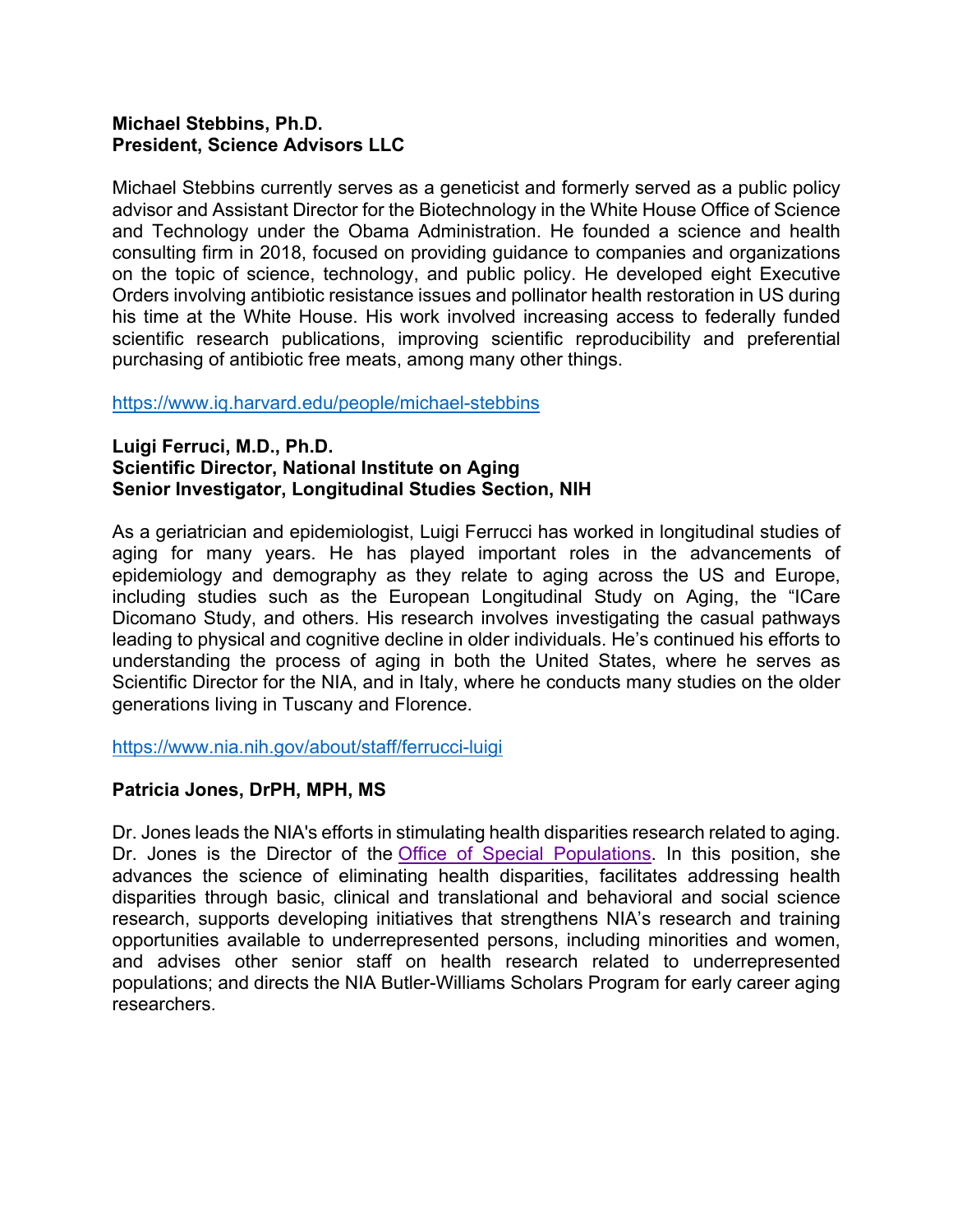**Michael Stebbins, Ph.D.**
**President, Science Advisors LLC**

Michael Stebbins currently serves as a geneticist and formerly served as a public policy advisor and Assistant Director for the Biotechnology in the White House Office of Science and Technology under the Obama Administration. He founded a science and health consulting firm in 2018, focused on providing guidance to companies and organizations on the topic of science, technology, and public policy. He developed eight Executive Orders involving antibiotic resistance issues and pollinator health restoration in US during his time at the White House. His work involved increasing access to federally funded scientific research publications, improving scientific reproducibility and preferential purchasing of antibiotic free meats, among many other things.

https://www.iq.harvard.edu/people/michael-stebbins

**Luigi Ferruci, M.D., Ph.D.**
**Scientific Director, National Institute on Aging**
**Senior Investigator, Longitudinal Studies Section, NIH**

As a geriatrician and epidemiologist, Luigi Ferrucci has worked in longitudinal studies of aging for many years. He has played important roles in the advancements of epidemiology and demography as they relate to aging across the US and Europe, including studies such as the European Longitudinal Study on Aging, the "ICare Dicomano Study, and others. His research involves investigating the casual pathways leading to physical and cognitive decline in older individuals. He's continued his efforts to understanding the process of aging in both the United States, where he serves as Scientific Director for the NIA, and in Italy, where he conducts many studies on the older generations living in Tuscany and Florence.

https://www.nia.nih.gov/about/staff/ferrucci-luigi

**Patricia Jones, DrPH, MPH, MS**

Dr. Jones leads the NIA's efforts in stimulating health disparities research related to aging. Dr. Jones is the Director of the Office of Special Populations. In this position, she advances the science of eliminating health disparities, facilitates addressing health disparities through basic, clinical and translational and behavioral and social science research, supports developing initiatives that strengthens NIA's research and training opportunities available to underrepresented persons, including minorities and women, and advises other senior staff on health research related to underrepresented populations; and directs the NIA Butler-Williams Scholars Program for early career aging researchers.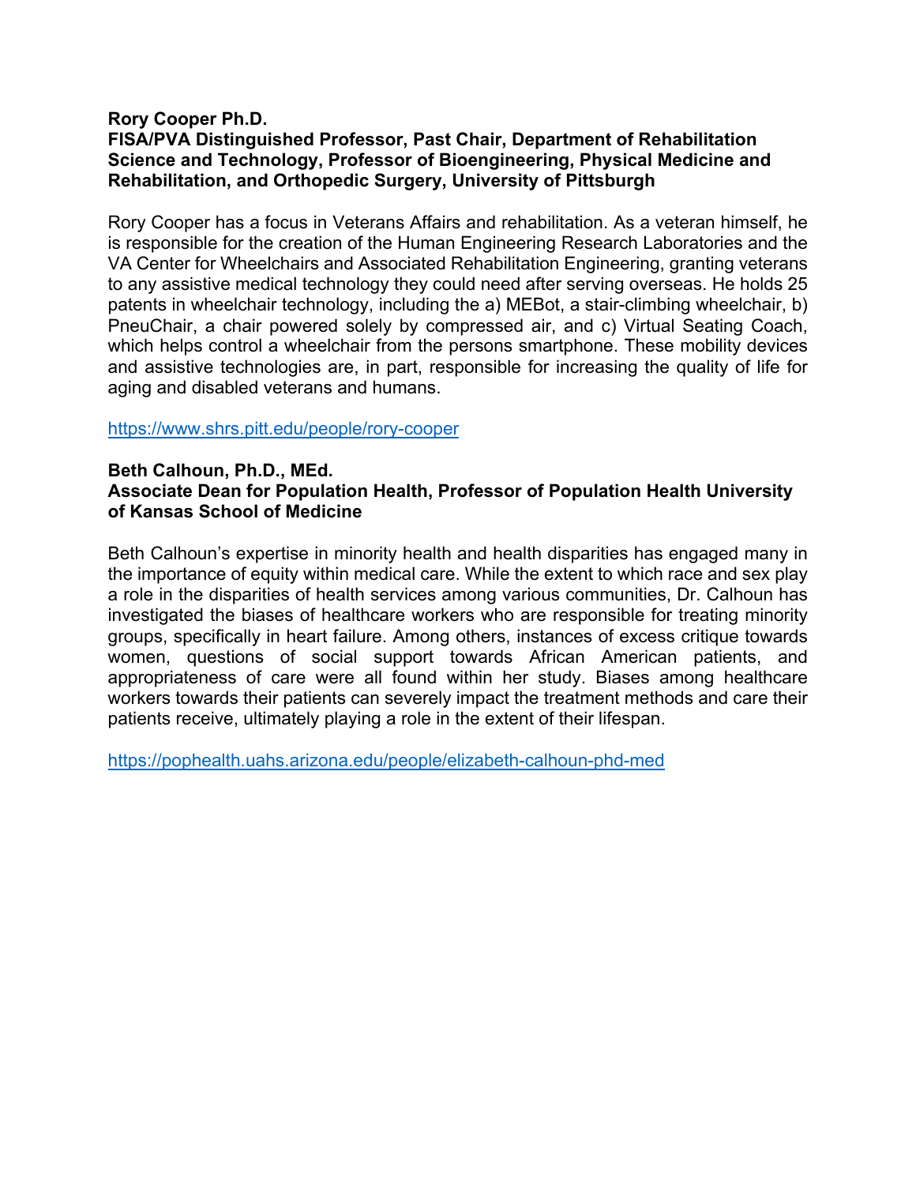**Rory Cooper Ph.D.**
**FISA/PVA Distinguished Professor, Past Chair, Department of Rehabilitation Science and Technology, Professor of Bioengineering, Physical Medicine and Rehabilitation, and Orthopedic Surgery, University of Pittsburgh**

Rory Cooper has a focus in Veterans Affairs and rehabilitation. As a veteran himself, he is responsible for the creation of the Human Engineering Research Laboratories and the VA Center for Wheelchairs and Associated Rehabilitation Engineering, granting veterans to any assistive medical technology they could need after serving overseas. He holds 25 patents in wheelchair technology, including the a) MEBot, a stair-climbing wheelchair, b) PneuChair, a chair powered solely by compressed air, and c) Virtual Seating Coach, which helps control a wheelchair from the persons smartphone. These mobility devices and assistive technologies are, in part, responsible for increasing the quality of life for aging and disabled veterans and humans.

https://www.shrs.pitt.edu/people/rory-cooper

**Beth Calhoun, Ph.D., MEd.**
**Associate Dean for Population Health, Professor of Population Health University of Kansas School of Medicine**

Beth Calhoun's expertise in minority health and health disparities has engaged many in the importance of equity within medical care. While the extent to which race and sex play a role in the disparities of health services among various communities, Dr. Calhoun has investigated the biases of healthcare workers who are responsible for treating minority groups, specifically in heart failure. Among others, instances of excess critique towards women, questions of social support towards African American patients, and appropriateness of care were all found within her study. Biases among healthcare workers towards their patients can severely impact the treatment methods and care their patients receive, ultimately playing a role in the extent of their lifespan.

https://pophealth.uahs.arizona.edu/people/elizabeth-calhoun-phd-med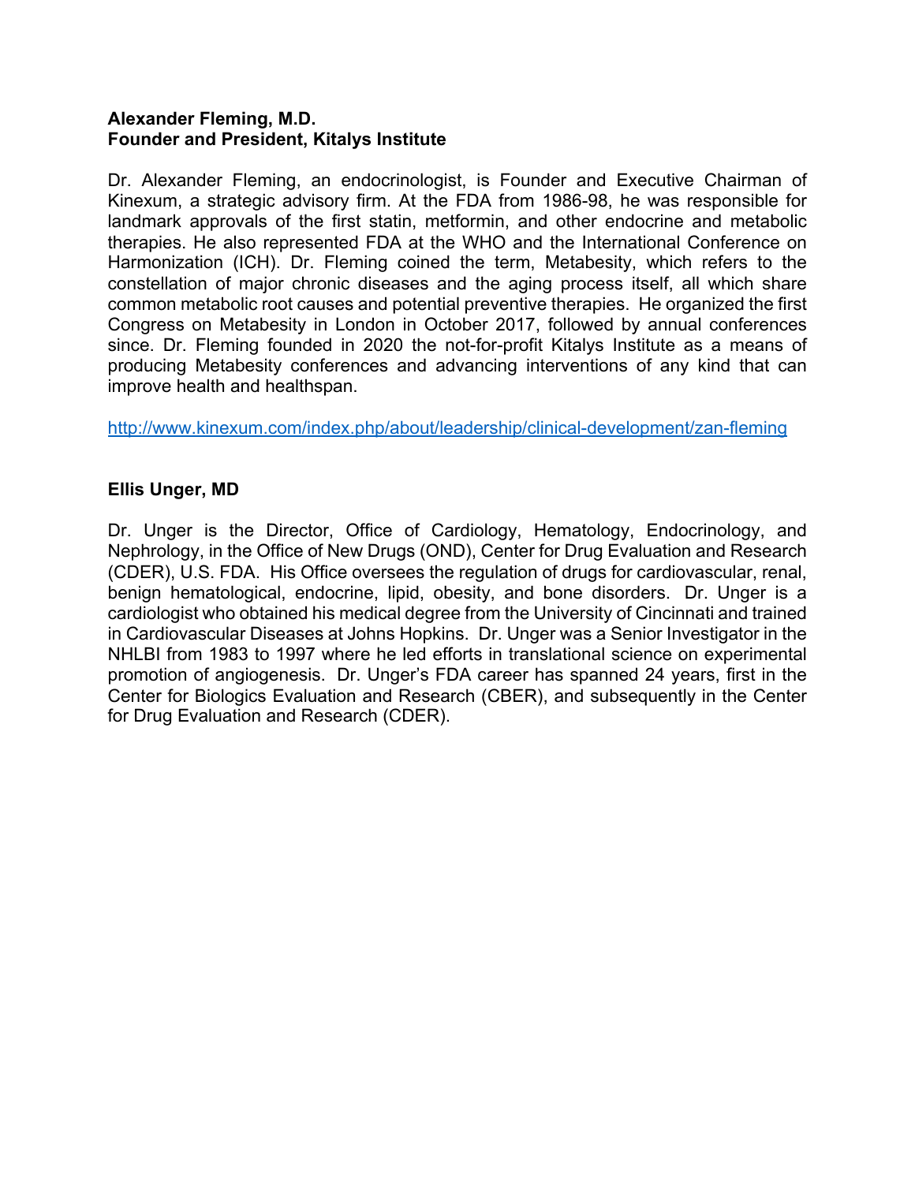**Alexander Fleming, M.D.**
**Founder and President, Kitalys Institute**

Dr. Alexander Fleming, an endocrinologist, is Founder and Executive Chairman of Kinexum, a strategic advisory firm. At the FDA from 1986-98, he was responsible for landmark approvals of the first statin, metformin, and other endocrine and metabolic therapies. He also represented FDA at the WHO and the International Conference on Harmonization (ICH). Dr. Fleming coined the term, Metabesity, which refers to the constellation of major chronic diseases and the aging process itself, all which share common metabolic root causes and potential preventive therapies. He organized the first Congress on Metabesity in London in October 2017, followed by annual conferences since. Dr. Fleming founded in 2020 the not-for-profit Kitalys Institute as a means of producing Metabesity conferences and advancing interventions of any kind that can improve health and healthspan.

http://www.kinexum.com/index.php/about/leadership/clinical-development/zan-fleming

**Ellis Unger, MD**

Dr. Unger is the Director, Office of Cardiology, Hematology, Endocrinology, and Nephrology, in the Office of New Drugs (OND), Center for Drug Evaluation and Research (CDER), U.S. FDA. His Office oversees the regulation of drugs for cardiovascular, renal, benign hematological, endocrine, lipid, obesity, and bone disorders. Dr. Unger is a cardiologist who obtained his medical degree from the University of Cincinnati and trained in Cardiovascular Diseases at Johns Hopkins. Dr. Unger was a Senior Investigator in the NHLBI from 1983 to 1997 where he led efforts in translational science on experimental promotion of angiogenesis. Dr. Unger's FDA career has spanned 24 years, first in the Center for Biologics Evaluation and Research (CBER), and subsequently in the Center for Drug Evaluation and Research (CDER).